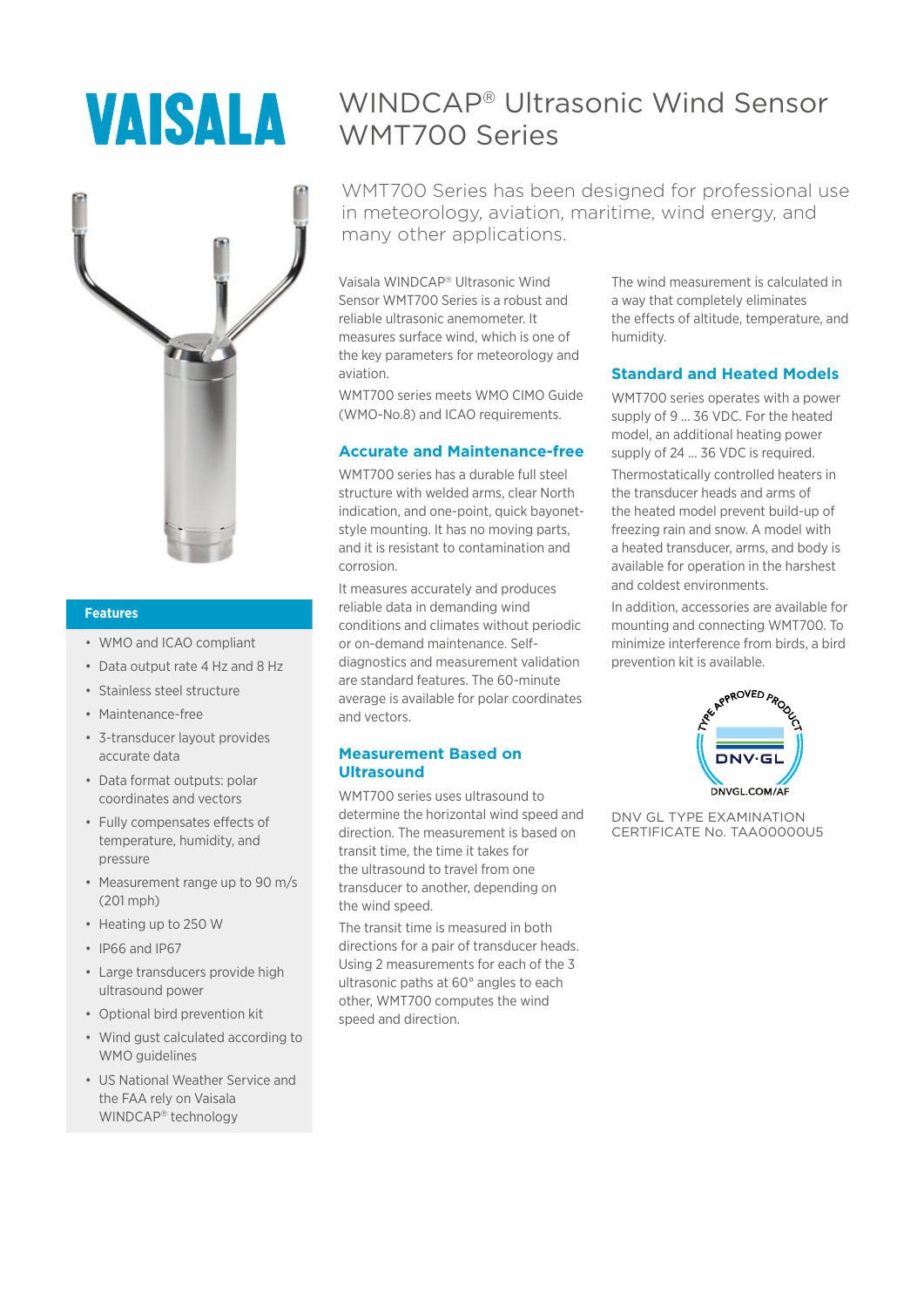# WINDCAP® Ultrasonic Wind Sensor WMT700 Series

WMT700 Series has been designed for professional use in meteorology, aviation, maritime, wind energy, and many other applications.

### Features

- WMO and ICAO compliant
- Data output rate 4 Hz and 8 Hz
- Stainless steel structure
- Maintenance-free
- 3-transducer layout provides accurate data
- Data format outputs: polar coordinates and vectors
- Fully compensates effects of temperature, humidity, and pressure
- Measurement range up to 90 m/s (201 mph)
- Heating up to 250 W
- IP66 and IP67
- Large transducers provide high ultrasound power
- Optional bird prevention kit
- Wind gust calculated according to WMO guidelines
- US National Weather Service and the FAA rely on Vaisala WINDCAP® technology

Vaisala WINDCAP® Ultrasonic Wind Sensor WMT700 Series is a robust and reliable ultrasonic anemometer. It measures surface wind, which is one of the key parameters for meteorology and aviation.

WMT700 series meets WMO CIMO Guide (WMO-No.8) and ICAO requirements.

## Accurate and Maintenance-free

WMT700 series has a durable full steel structure with welded arms, clear North indication, and one-point, quick bayonet-style mounting. It has no moving parts, and it is resistant to contamination and corrosion.

It measures accurately and produces reliable data in demanding wind conditions and climates without periodic or on-demand maintenance. Self-diagnostics and measurement validation are standard features. The 60-minute average is available for polar coordinates and vectors.

## Measurement Based on Ultrasound

WMT700 series uses ultrasound to determine the horizontal wind speed and direction. The measurement is based on transit time, the time it takes for the ultrasound to travel from one transducer to another, depending on the wind speed.

The transit time is measured in both directions for a pair of transducer heads. Using 2 measurements for each of the 3 ultrasonic paths at 60° angles to each other, WMT700 computes the wind speed and direction.

The wind measurement is calculated in a way that completely eliminates the effects of altitude, temperature, and humidity.

## Standard and Heated Models

WMT700 series operates with a power supply of 9 ... 36 VDC. For the heated model, an additional heating power supply of 24 ... 36 VDC is required.

Thermostatically controlled heaters in the transducer heads and arms of the heated model prevent build-up of freezing rain and snow. A model with a heated transducer, arms, and body is available for operation in the harshest and coldest environments.

In addition, accessories are available for mounting and connecting WMT700. To minimize interference from birds, a bird prevention kit is available.

DNV GL TYPE EXAMINATION CERTIFICATE No. TAA00000U5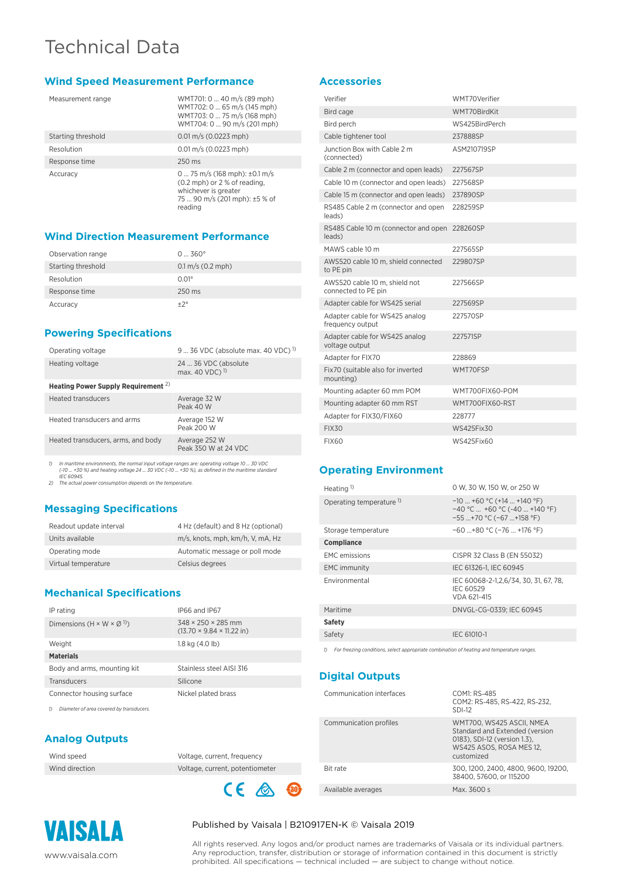# Technical Data

## Wind Speed Measurement Performance

| | |
|---|---|
| Measurement range | WMT701: 0 ... 40 m/s (89 mph)<br>WMT702: 0 ... 65 m/s (145 mph)<br>WMT703: 0 ... 75 m/s (168 mph)<br>WMT704: 0 ... 90 m/s (201 mph) |
| Starting threshold | 0.01 m/s (0.0223 mph) |
| Resolution | 0.01 m/s (0.0223 mph) |
| Response time | 250 ms |
| Accuracy | 0 ... 75 m/s (168 mph): ±0.1 m/s (0.2 mph) or 2 % of reading, whichever is greater<br>75 ... 90 m/s (201 mph): ±5 % of reading |

## Wind Direction Measurement Performance

| | |
|---|---|
| Observation range | 0 ... 360° |
| Starting threshold | 0.1 m/s (0.2 mph) |
| Resolution | 0.01° |
| Response time | 250 ms |
| Accuracy | ±2° |

## Powering Specifications

| | |
|---|---|
| Operating voltage | 9 ... 36 VDC (absolute max. 40 VDC) [1] |
| Heating voltage | 24 ... 36 VDC (absolute max. 40 VDC) [1] |
| **Heating Power Supply Requirement** [2] | |
| Heated transducers | Average 32 W<br>Peak 40 W |
| Heated transducers and arms | Average 152 W<br>Peak 200 W |
| Heated transducers, arms, and body | Average 252 W<br>Peak 350 W at 24 VDC |

*1) In maritime environments, the normal input voltage ranges are: operating voltage 10 ... 30 VDC (-10 ... +30 %) and heating voltage 24 ... 30 VDC (-10 ... +30 %), as defined in the maritime standard IEC 60945.*
*2) The actual power consumption depends on the temperature.*

## Messaging Specifications

| | |
|---|---|
| Readout update interval | 4 Hz (default) and 8 Hz (optional) |
| Units available | m/s, knots, mph, km/h, V, mA, Hz |
| Operating mode | Automatic message or poll mode |
| Virtual temperature | Celsius degrees |

## Mechanical Specifications

| | |
|---|---|
| IP rating | IP66 and IP67 |
| Dimensions (H × W × Ø [1]) | 348 × 250 × 285 mm<br>(13.70 × 9.84 × 11.22 in) |
| Weight | 1.8 kg (4.0 lb) |
| **Materials** | |
| Body and arms, mounting kit | Stainless steel AISI 316 |
| Transducers | Silicone |
| Connector housing surface | Nickel plated brass |

*1) Diameter of area covered by transducers.*

## Analog Outputs

| | |
|---|---|
| Wind speed | Voltage, current, frequency |
| Wind direction | Voltage, current, potentiometer |

## Accessories

| | |
|---|---|
| Verifier | WMT70Verifier |
| Bird cage | WMT70BirdKit |
| Bird perch | WS425BirdPerch |
| Cable tightener tool | 237888SP |
| Junction Box with Cable 2 m (connected) | ASM210719SP |
| Cable 2 m (connector and open leads) | 227567SP |
| Cable 10 m (connector and open leads) | 227568SP |
| Cable 15 m (connector and open leads) | 237890SP |
| RS485 Cable 2 m (connector and open leads) | 228259SP |
| RS485 Cable 10 m (connector and open leads) | 228260SP |
| MAWS cable 10 m | 227565SP |
| AWS520 cable 10 m, shield connected to PE pin | 229807SP |
| AWS520 cable 10 m, shield not connected to PE pin | 227566SP |
| Adapter cable for WS425 serial | 227569SP |
| Adapter cable for WS425 analog frequency output | 227570SP |
| Adapter cable for WS425 analog voltage output | 227571SP |
| Adapter for FIX70 | 228869 |
| Fix70 (suitable also for inverted mounting) | WMT70FSP |
| Mounting adapter 60 mm POM | WMT700FIX60-POM |
| Mounting adapter 60 mm RST | WMT700FIX60-RST |
| Adapter for FIX30/FIX60 | 228777 |
| FIX30 | WS425Fix30 |
| FIX60 | WS425Fix60 |

## Operating Environment

| | |
|---|---|
| Heating [1] | 0 W, 30 W, 150 W, or 250 W |
| Operating temperature [1] | −10 ... +60 °C (+14 ... +140 °F)<br>−40 °C ... +60 °C (-40 ... +140 °F)<br>−55 ...+70 °C (−67 ...+158 °F) |
| Storage temperature | −60 ...+80 °C (−76 ... +176 °F) |
| **Compliance** | |
| EMC emissions | CISPR 32 Class B (EN 55032) |
| EMC immunity | IEC 61326-1, IEC 60945 |
| Environmental | IEC 60068-2-1,2,6/34, 30, 31, 67, 78, IEC 60529<br>VDA 621-415 |
| Maritime | DNVGL-CG-0339; IEC 60945 |
| **Safety** | |
| Safety | IEC 61010-1 |

*1) For freezing conditions, select appropriate combination of heating and temperature ranges.*

## Digital Outputs

| | |
|---|---|
| Communication interfaces | COM1: RS-485<br>COM2: RS-485, RS-422, RS-232, SDI-12 |
| Communication profiles | WMT700, WS425 ASCII, NMEA Standard and Extended (version 0183), SDI-12 (version 1.3), WS425 ASOS, ROSA MES 12, customized |
| Bit rate | 300, 1200, 2400, 4800, 9600, 19200, 38400, 57600, or 115200 |
| Available averages | Max. 3600 s |

VAISALA

www.vaisala.com

Published by Vaisala | B210917EN-K © Vaisala 2019

All rights reserved. Any logos and/or product names are trademarks of Vaisala or its individual partners. Any reproduction, transfer, distribution or storage of information contained in this document is strictly prohibited. All specifications — technical included — are subject to change without notice.